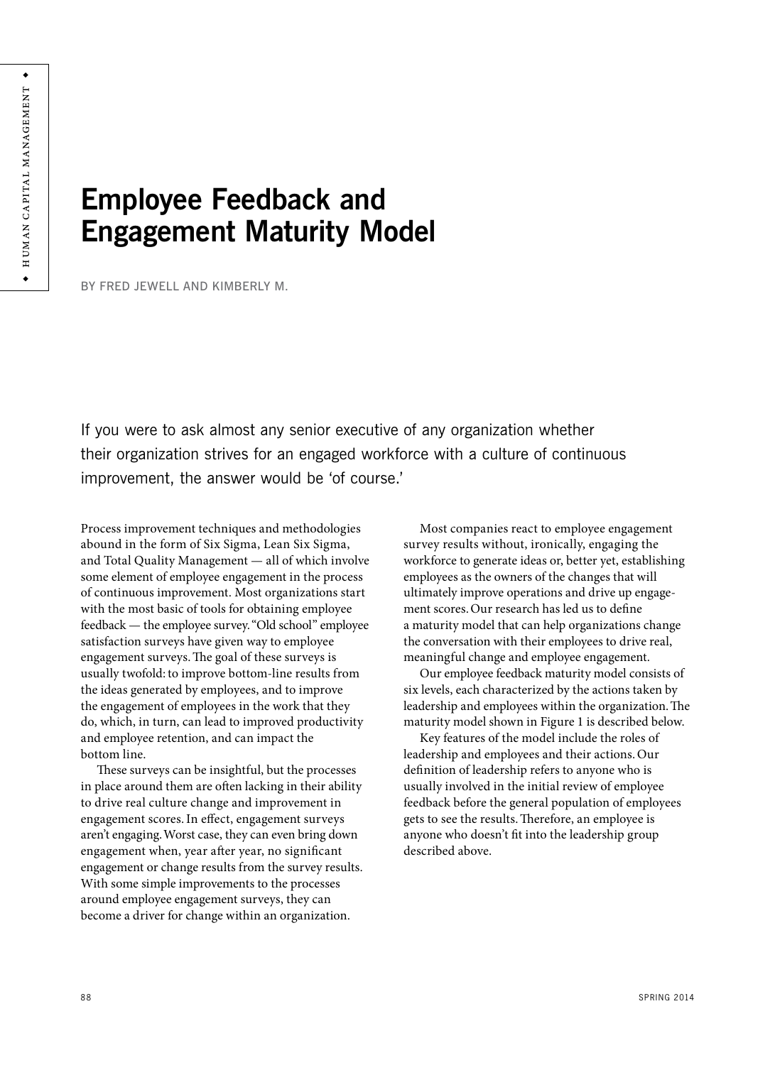# Employee Feedback and Engagement Maturity Model

BY FRED JEWELL AND KIMBERLY M.

If you were to ask almost any senior executive of any organization whether their organization strives for an engaged workforce with a culture of continuous improvement, the answer would be 'of course.'

Process improvement techniques and methodologies abound in the form of Six Sigma, Lean Six Sigma, and Total Quality Management — all of which involve some element of employee engagement in the process of continuous improvement. Most organizations start with the most basic of tools for obtaining employee feedback — the employee survey. "Old school" employee satisfaction surveys have given way to employee engagement surveys. The goal of these surveys is usually twofold: to improve bottom-line results from the ideas generated by employees, and to improve the engagement of employees in the work that they do, which, in turn, can lead to improved productivity and employee retention, and can impact the bottom line.

These surveys can be insightful, but the processes in place around them are often lacking in their ability to drive real culture change and improvement in engagement scores. In effect, engagement surveys aren't engaging. Worst case, they can even bring down engagement when, year after year, no significant engagement or change results from the survey results. With some simple improvements to the processes around employee engagement surveys, they can become a driver for change within an organization.

Most companies react to employee engagement survey results without, ironically, engaging the workforce to generate ideas or, better yet, establishing employees as the owners of the changes that will ultimately improve operations and drive up engagement scores. Our research has led us to define a maturity model that can help organizations change the conversation with their employees to drive real, meaningful change and employee engagement.

Our employee feedback maturity model consists of six levels, each characterized by the actions taken by leadership and employees within the organization. The maturity model shown in Figure 1 is described below.

Key features of the model include the roles of leadership and employees and their actions. Our definition of leadership refers to anyone who is usually involved in the initial review of employee feedback before the general population of employees gets to see the results. Therefore, an employee is anyone who doesn't fit into the leadership group described above.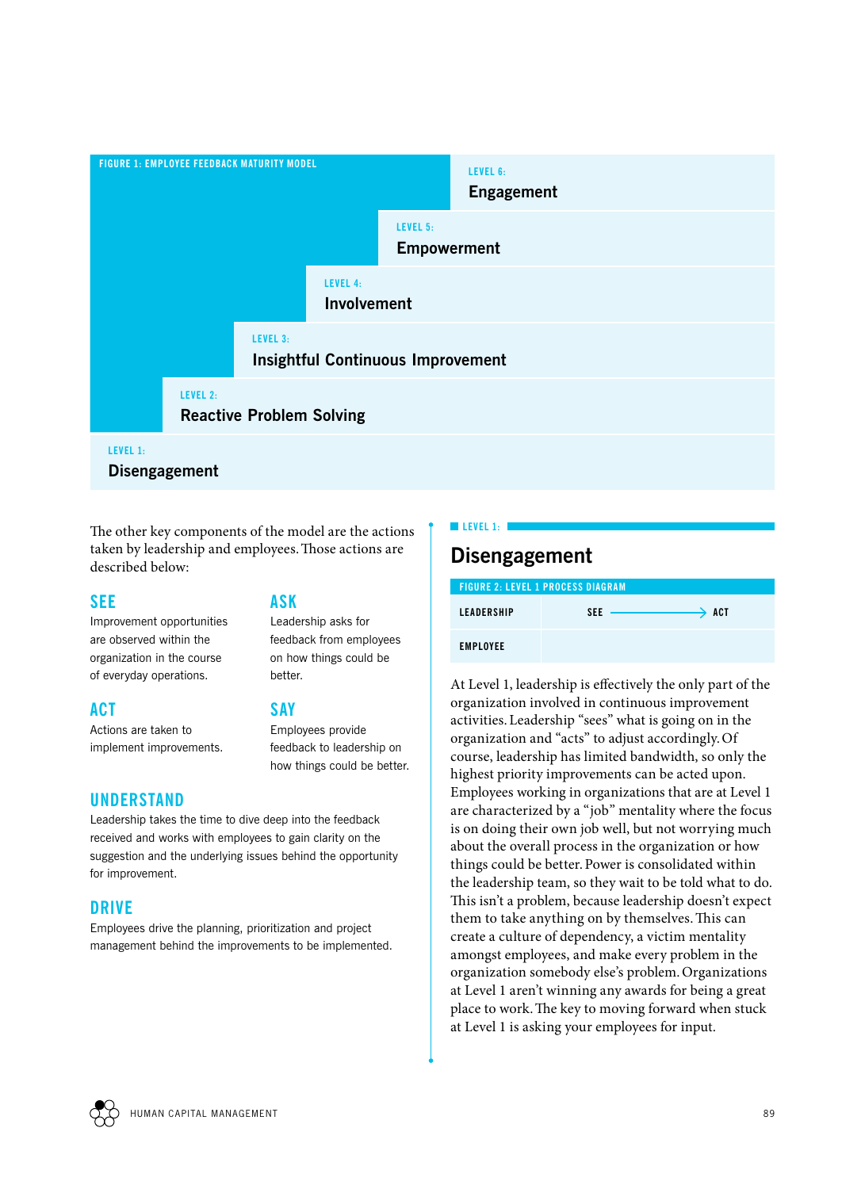FIGURE 1: EMPLOYEE FEEDBACK MATURITY MODEL

LEVEL 6: **Engagement**

LEVEL 5: **Empowerment**

LEVEL 4: **Involvement**

LEVEL 3: **Insightful Continuous Improvement**

LEVEL 2: **Reactive Problem Solving**

LEVEL 1: **Disengagement**

The other key components of the model are the actions taken by leadership and employees. Those actions are described below:

### SEE

Improvement opportunities are observed within the organization in the course of everyday operations.

### ASK

Leadership asks for feedback from employees on how things could be better.

### ACT

Actions are taken to implement improvements.

### SAY

Employees provide feedback to leadership on how things could be better.

### UNDERSTAND

Leadership takes the time to dive deep into the feedback received and works with employees to gain clarity on the suggestion and the underlying issues behind the opportunity for improvement.

### DRIVE

Employees drive the planning, prioritization and project management behind the improvements to be implemented.

LEVEL 1:

## Disengagement

FIGURE 2: LEVEL 1 PROCESS DIAGRAM

| | |
|---|---|
| LEADERSHIP | SEE → ACT |
| EMPLOYEE | |

At Level 1, leadership is effectively the only part of the organization involved in continuous improvement activities. Leadership "sees" what is going on in the organization and "acts" to adjust accordingly. Of course, leadership has limited bandwidth, so only the highest priority improvements can be acted upon. Employees working in organizations that are at Level 1 are characterized by a "job" mentality where the focus is on doing their own job well, but not worrying much about the overall process in the organization or how things could be better. Power is consolidated within the leadership team, so they wait to be told what to do. This isn't a problem, because leadership doesn't expect them to take anything on by themselves. This can create a culture of dependency, a victim mentality amongst employees, and make every problem in the organization somebody else's problem. Organizations at Level 1 aren't winning any awards for being a great place to work. The key to moving forward when stuck at Level 1 is asking your employees for input.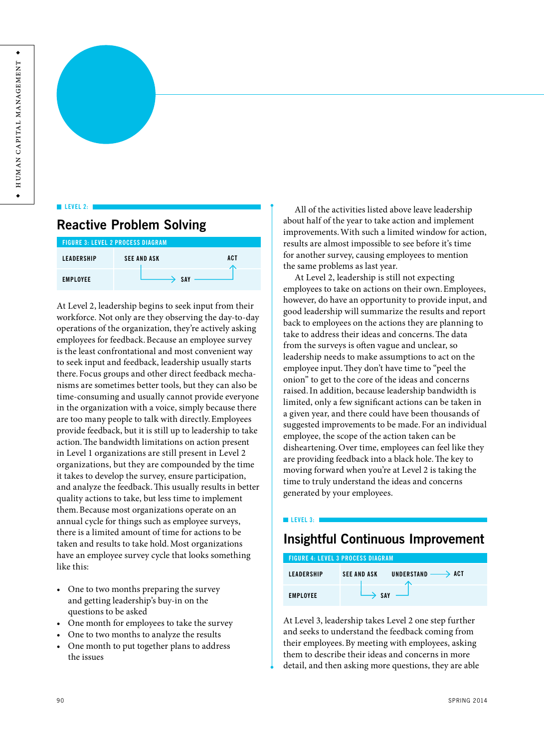LEVEL 2:

## Reactive Problem Solving

FIGURE 3: LEVEL 2 PROCESS DIAGRAM

| | | |
|---|---|---|
| LEADERSHIP | SEE AND ASK | ACT |
| EMPLOYEE | → SAY → | |

At Level 2, leadership begins to seek input from their workforce. Not only are they observing the day-to-day operations of the organization, they're actively asking employees for feedback. Because an employee survey is the least confrontational and most convenient way to seek input and feedback, leadership usually starts there. Focus groups and other direct feedback mechanisms are sometimes better tools, but they can also be time-consuming and usually cannot provide everyone in the organization with a voice, simply because there are too many people to talk with directly. Employees provide feedback, but it is still up to leadership to take action. The bandwidth limitations on action present in Level 1 organizations are still present in Level 2 organizations, but they are compounded by the time it takes to develop the survey, ensure participation, and analyze the feedback. This usually results in better quality actions to take, but less time to implement them. Because most organizations operate on an annual cycle for things such as employee surveys, there is a limited amount of time for actions to be taken and results to take hold. Most organizations have an employee survey cycle that looks something like this:

- One to two months preparing the survey and getting leadership's buy-in on the questions to be asked
- One month for employees to take the survey
- One to two months to analyze the results
- One month to put together plans to address the issues

All of the activities listed above leave leadership about half of the year to take action and implement improvements. With such a limited window for action, results are almost impossible to see before it's time for another survey, causing employees to mention the same problems as last year.

At Level 2, leadership is still not expecting employees to take on actions on their own. Employees, however, do have an opportunity to provide input, and good leadership will summarize the results and report back to employees on the actions they are planning to take to address their ideas and concerns. The data from the surveys is often vague and unclear, so leadership needs to make assumptions to act on the employee input. They don't have time to "peel the onion" to get to the core of the ideas and concerns raised. In addition, because leadership bandwidth is limited, only a few significant actions can be taken in a given year, and there could have been thousands of suggested improvements to be made. For an individual employee, the scope of the action taken can be disheartening. Over time, employees can feel like they are providing feedback into a black hole. The key to moving forward when you're at Level 2 is taking the time to truly understand the ideas and concerns generated by your employees.

LEVEL 3:

## Insightful Continuous Improvement

FIGURE 4: LEVEL 3 PROCESS DIAGRAM

| | | | |
|---|---|---|---|
| LEADERSHIP | SEE AND ASK | UNDERSTAND → | ACT |
| EMPLOYEE | → SAY → | | |

At Level 3, leadership takes Level 2 one step further and seeks to understand the feedback coming from their employees. By meeting with employees, asking them to describe their ideas and concerns in more detail, and then asking more questions, they are able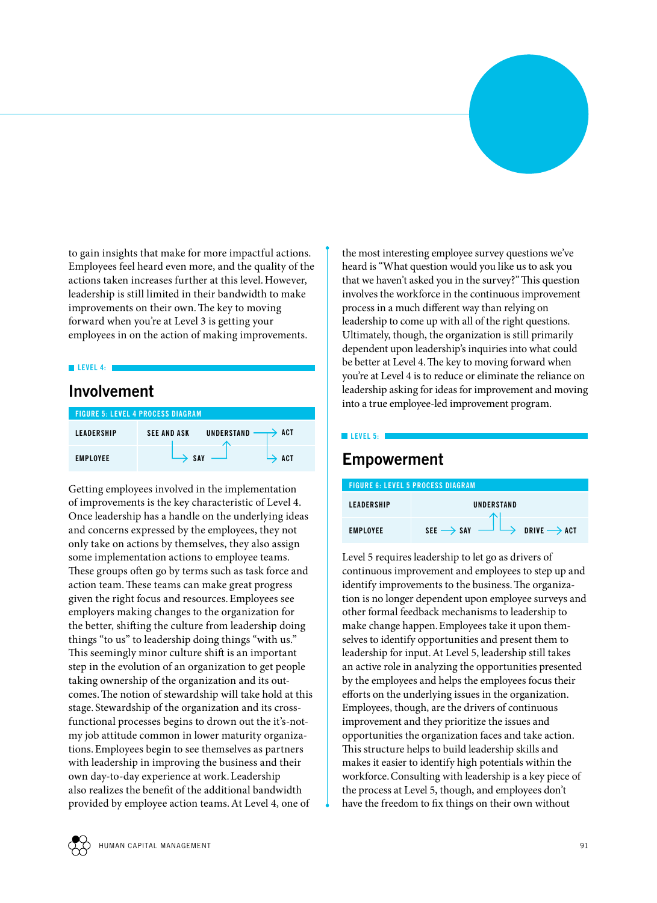to gain insights that make for more impactful actions. Employees feel heard even more, and the quality of the actions taken increases further at this level. However, leadership is still limited in their bandwidth to make improvements on their own. The key to moving forward when you're at Level 3 is getting your employees in on the action of making improvements.

LEVEL 4:

## Involvement

FIGURE 5: LEVEL 4 PROCESS DIAGRAM

| | | | |
|---|---|---|---|
| LEADERSHIP | SEE AND ASK | UNDERSTAND → | ACT |
| EMPLOYEE | → SAY | | → ACT |

Getting employees involved in the implementation of improvements is the key characteristic of Level 4. Once leadership has a handle on the underlying ideas and concerns expressed by the employees, they not only take on actions by themselves, they also assign some implementation actions to employee teams. These groups often go by terms such as task force and action team. These teams can make great progress given the right focus and resources. Employees see employers making changes to the organization for the better, shifting the culture from leadership doing things "to us" to leadership doing things "with us." This seemingly minor culture shift is an important step in the evolution of an organization to get people taking ownership of the organization and its outcomes. The notion of stewardship will take hold at this stage. Stewardship of the organization and its cross-functional processes begins to drown out the it's-not-my job attitude common in lower maturity organizations. Employees begin to see themselves as partners with leadership in improving the business and their own day-to-day experience at work. Leadership also realizes the benefit of the additional bandwidth provided by employee action teams. At Level 4, one of the most interesting employee survey questions we've heard is "What question would you like us to ask you that we haven't asked you in the survey?" This question involves the workforce in the continuous improvement process in a much different way than relying on leadership to come up with all of the right questions. Ultimately, though, the organization is still primarily dependent upon leadership's inquiries into what could be better at Level 4. The key to moving forward when you're at Level 4 is to reduce or eliminate the reliance on leadership asking for ideas for improvement and moving into a true employee-led improvement program.

LEVEL 5:

## Empowerment

FIGURE 6: LEVEL 5 PROCESS DIAGRAM

| | |
|---|---|
| LEADERSHIP | UNDERSTAND |
| EMPLOYEE | SEE → SAY → ↑ ↓ → DRIVE → ACT |

Level 5 requires leadership to let go as drivers of continuous improvement and employees to step up and identify improvements to the business. The organization is no longer dependent upon employee surveys and other formal feedback mechanisms to leadership to make change happen. Employees take it upon themselves to identify opportunities and present them to leadership for input. At Level 5, leadership still takes an active role in analyzing the opportunities presented by the employees and helps the employees focus their efforts on the underlying issues in the organization. Employees, though, are the drivers of continuous improvement and they prioritize the issues and opportunities the organization faces and take action. This structure helps to build leadership skills and makes it easier to identify high potentials within the workforce. Consulting with leadership is a key piece of the process at Level 5, though, and employees don't have the freedom to fix things on their own without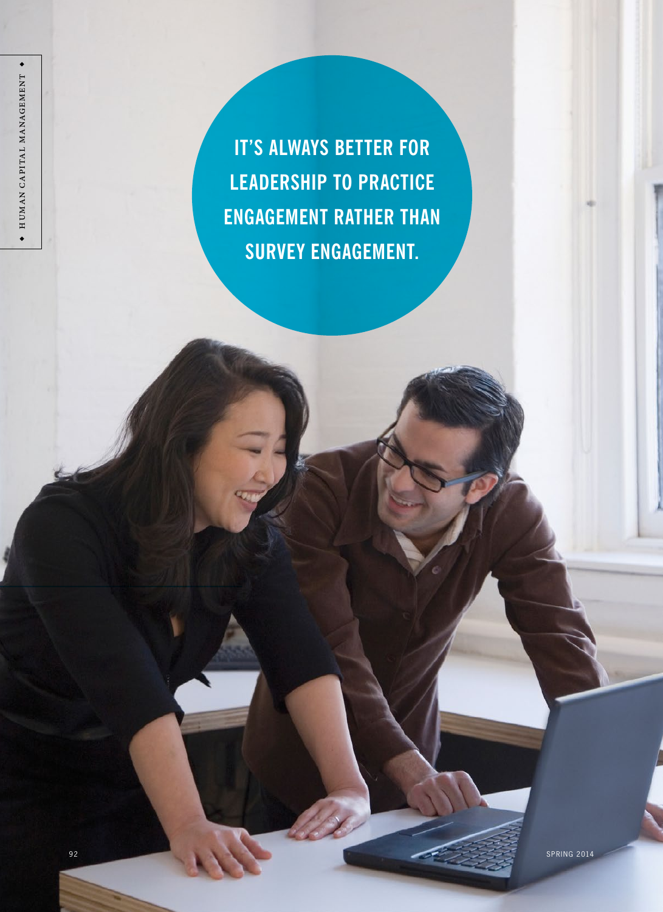IT'S ALWAYS BETTER FOR LEADERSHIP TO PRACTICE ENGAGEMENT RATHER THAN SURVEY ENGAGEMENT.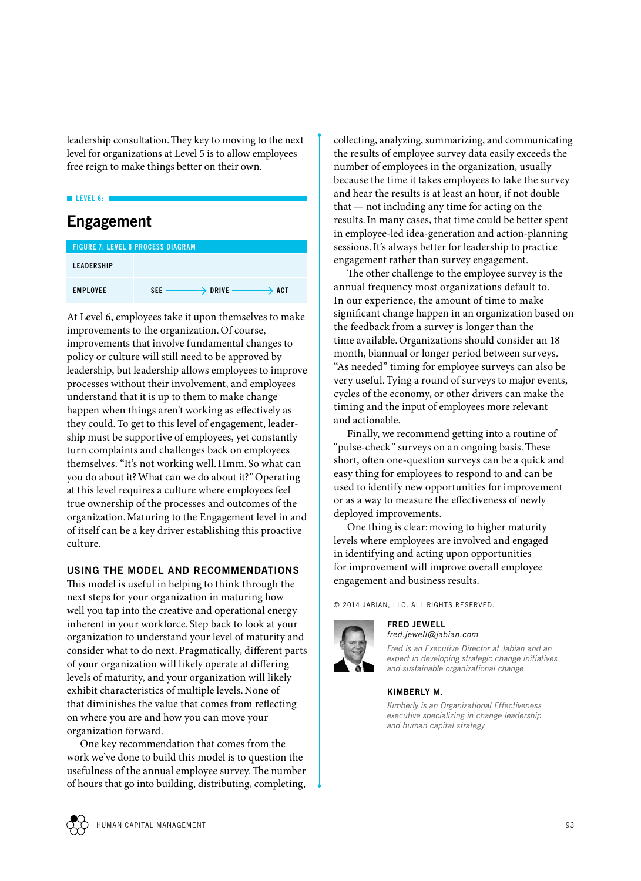leadership consultation. They key to moving to the next level for organizations at Level 5 is to allow employees free reign to make things better on their own.

LEVEL 6:

## Engagement

FIGURE 7: LEVEL 6 PROCESS DIAGRAM

| | |
|---|---|
| LEADERSHIP | |
| EMPLOYEE | SEE → DRIVE → ACT |

At Level 6, employees take it upon themselves to make improvements to the organization. Of course, improvements that involve fundamental changes to policy or culture will still need to be approved by leadership, but leadership allows employees to improve processes without their involvement, and employees understand that it is up to them to make change happen when things aren't working as effectively as they could. To get to this level of engagement, leadership must be supportive of employees, yet constantly turn complaints and challenges back on employees themselves. "It's not working well. Hmm. So what can you do about it? What can we do about it?" Operating at this level requires a culture where employees feel true ownership of the processes and outcomes of the organization. Maturing to the Engagement level in and of itself can be a key driver establishing this proactive culture.

### USING THE MODEL AND RECOMMENDATIONS

This model is useful in helping to think through the next steps for your organization in maturing how well you tap into the creative and operational energy inherent in your workforce. Step back to look at your organization to understand your level of maturity and consider what to do next. Pragmatically, different parts of your organization will likely operate at differing levels of maturity, and your organization will likely exhibit characteristics of multiple levels. None of that diminishes the value that comes from reflecting on where you are and how you can move your organization forward.

One key recommendation that comes from the work we've done to build this model is to question the usefulness of the annual employee survey. The number of hours that go into building, distributing, completing, collecting, analyzing, summarizing, and communicating the results of employee survey data easily exceeds the number of employees in the organization, usually because the time it takes employees to take the survey and hear the results is at least an hour, if not double that — not including any time for acting on the results. In many cases, that time could be better spent in employee-led idea-generation and action-planning sessions. It's always better for leadership to practice engagement rather than survey engagement.

The other challenge to the employee survey is the annual frequency most organizations default to. In our experience, the amount of time to make significant change happen in an organization based on the feedback from a survey is longer than the time available. Organizations should consider an 18 month, biannual or longer period between surveys. "As needed" timing for employee surveys can also be very useful. Tying a round of surveys to major events, cycles of the economy, or other drivers can make the timing and the input of employees more relevant and actionable.

Finally, we recommend getting into a routine of "pulse-check" surveys on an ongoing basis. These short, often one-question surveys can be a quick and easy thing for employees to respond to and can be used to identify new opportunities for improvement or as a way to measure the effectiveness of newly deployed improvements.

One thing is clear: moving to higher maturity levels where employees are involved and engaged in identifying and acting upon opportunities for improvement will improve overall employee engagement and business results.

© 2014 JABIAN, LLC. ALL RIGHTS RESERVED.

**FRED JEWELL**
*fred.jewell@jabian.com*

*Fred is an Executive Director at Jabian and an expert in developing strategic change initiatives and sustainable organizational change*

**KIMBERLY M.**

*Kimberly is an Organizational Effectiveness executive specializing in change leadership and human capital strategy*